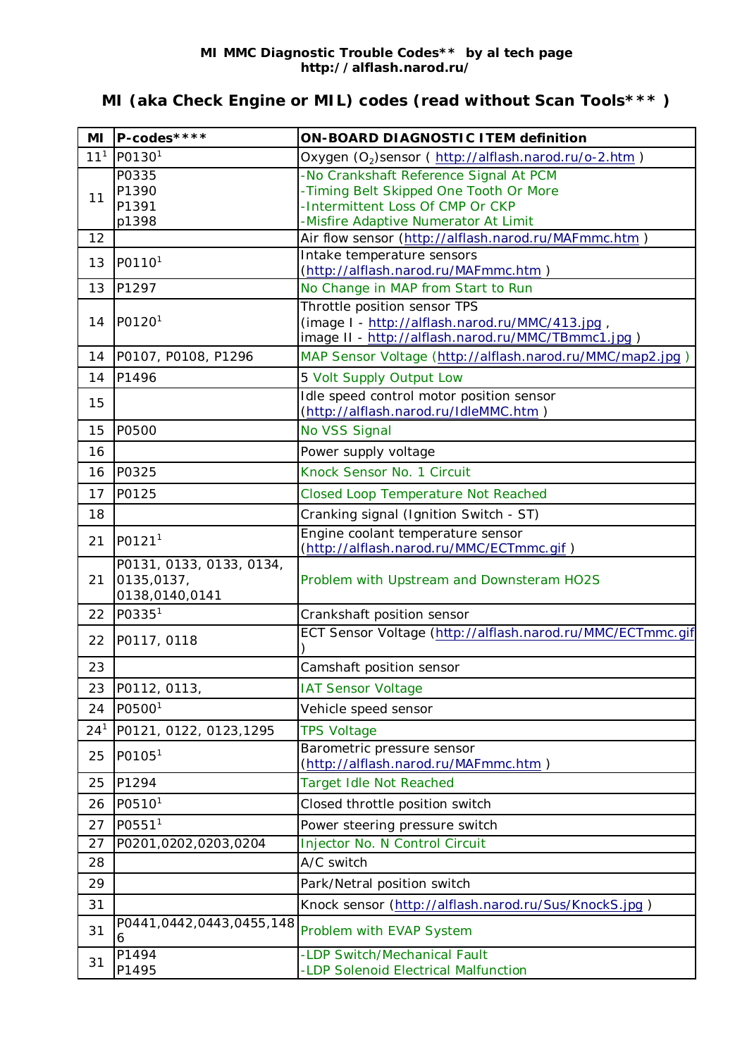**MI MMC Diagnostic Trouble Codes\*\* by al tech page**
**http://alflash.narod.ru/**

# MI (aka Check Engine or MIL) codes (read without Scan Tools*** )

| MI | P-codes**** | ON-BOARD DIAGNOSTIC ITEM definition |
|---|---|---|
| 11[1] | P0130[1] | Oxygen ($O_2$)sensor ( http://alflash.narod.ru/o-2.htm ) |
| 11 | P0335<br>P1390<br>P1391<br>p1398 | -No Crankshaft Reference Signal At PCM<br>-Timing Belt Skipped One Tooth Or More<br>-Intermittent Loss Of CMP Or CKP<br>-Misfire Adaptive Numerator At Limit |
| 12 | | Air flow sensor (http://alflash.narod.ru/MAFmmc.htm ) |
| 13 | P0110[1] | Intake temperature sensors (http://alflash.narod.ru/MAFmmc.htm ) |
| 13 | P1297 | No Change in MAP from Start to Run |
| 14 | P0120[1] | Throttle position sensor TPS<br>(image I - http://alflash.narod.ru/MMC/413.jpg ,<br>image II - http://alflash.narod.ru/MMC/TBmmc1.jpg ) |
| 14 | P0107, P0108, P1296 | MAP Sensor Voltage (http://alflash.narod.ru/MMC/map2.jpg ) |
| 14 | P1496 | 5 Volt Supply Output Low |
| 15 | | Idle speed control motor position sensor (http://alflash.narod.ru/IdleMMC.htm ) |
| 15 | P0500 | No VSS Signal |
| 16 | | Power supply voltage |
| 16 | P0325 | Knock Sensor No. 1 Circuit |
| 17 | P0125 | Closed Loop Temperature Not Reached |
| 18 | | Cranking signal (Ignition Switch - ST) |
| 21 | P0121[1] | Engine coolant temperature sensor (http://alflash.narod.ru/MMC/ECTmmc.gif ) |
| 21 | P0131, 0133, 0133, 0134, 0135,0137, 0138,0140,0141 | Problem with Upstream and Downsteram HO2S |
| 22 | P0335[1] | Crankshaft position sensor |
| 22 | P0117, 0118 | ECT Sensor Voltage (http://alflash.narod.ru/MMC/ECTmmc.gif ) |
| 23 | | Camshaft position sensor |
| 23 | P0112, 0113, | IAT Sensor Voltage |
| 24 | P0500[1] | Vehicle speed sensor |
| 24[1] | P0121, 0122, 0123,1295 | TPS Voltage |
| 25 | P0105[1] | Barometric pressure sensor (http://alflash.narod.ru/MAFmmc.htm ) |
| 25 | P1294 | Target Idle Not Reached |
| 26 | P0510[1] | Closed throttle position switch |
| 27 | P0551[1] | Power steering pressure switch |
| 27 | P0201,0202,0203,0204 | Injector No. N Control Circuit |
| 28 | | A/C switch |
| 29 | | Park/Netral position switch |
| 31 | | Knock sensor (http://alflash.narod.ru/Sus/KnockS.jpg ) |
| 31 | P0441,0442,0443,0455,1486 | Problem with EVAP System |
| 31 | P1494<br>P1495 | -LDP Switch/Mechanical Fault<br>-LDP Solenoid Electrical Malfunction |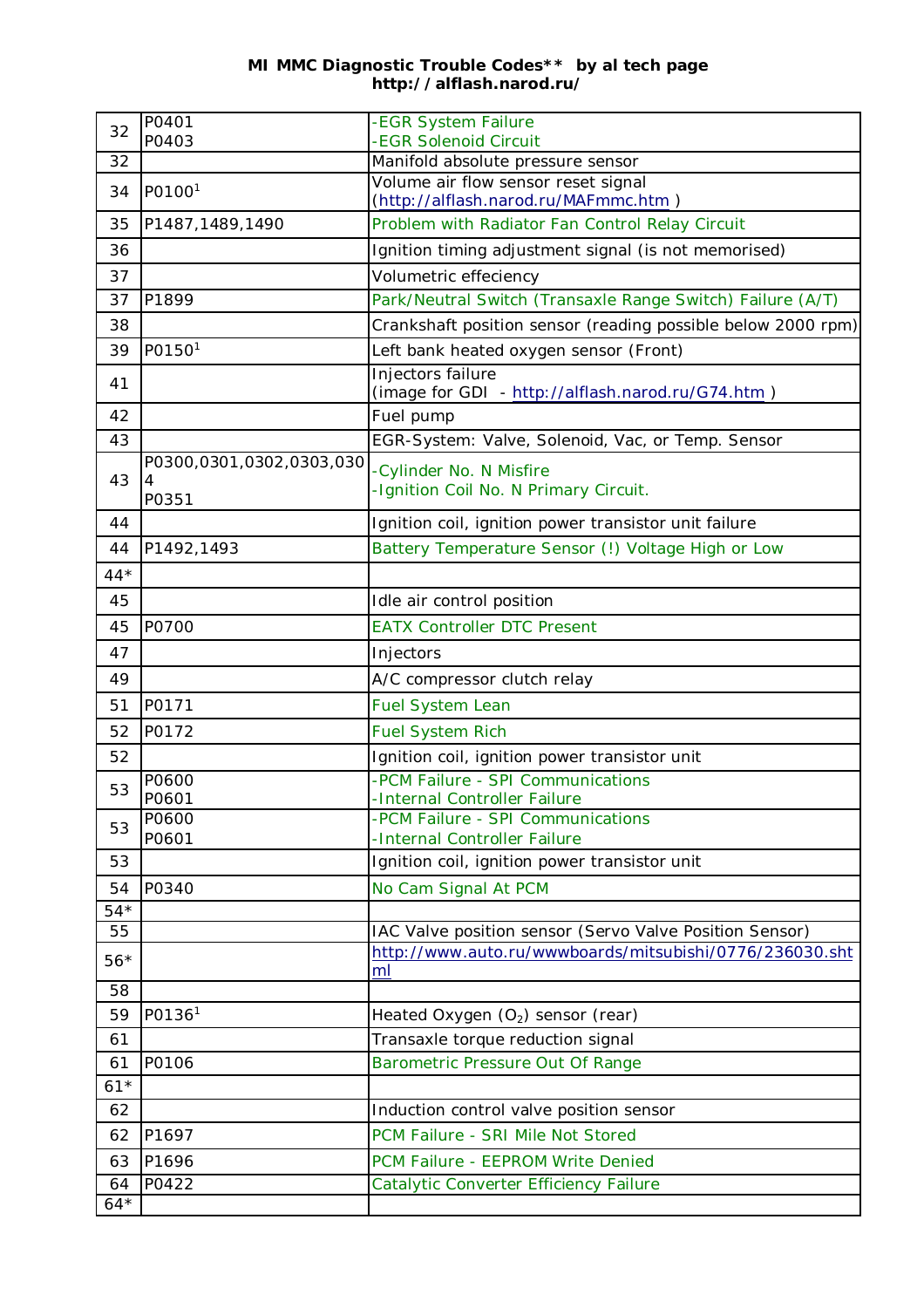**MI MMC Diagnostic Trouble Codes\*\* by al tech page**
**http://alflash.narod.ru/**

| | | |
|---|---|---|
| 32 | P0401<br>P0403 | -EGR System Failure<br>-EGR Solenoid Circuit |
| 32 | | Manifold absolute pressure sensor |
| 34 | P0100[1] | Volume air flow sensor reset signal<br>(http://alflash.narod.ru/MAFmmc.htm ) |
| 35 | P1487,1489,1490 | Problem with Radiator Fan Control Relay Circuit |
| 36 | | Ignition timing adjustment signal (is not memorised) |
| 37 | | Volumetric effeciency |
| 37 | P1899 | Park/Neutral Switch (Transaxle Range Switch) Failure (A/T) |
| 38 | | Crankshaft position sensor (reading possible below 2000 rpm) |
| 39 | P0150[1] | Left bank heated oxygen sensor (Front) |
| 41 | | Injectors failure<br>(image for GDI - http://alflash.narod.ru/G74.htm ) |
| 42 | | Fuel pump |
| 43 | | EGR-System: Valve, Solenoid, Vac, or Temp. Sensor |
| 43 | P0300,0301,0302,0303,0304<br>P0351 | -Cylinder No. N Misfire<br>-Ignition Coil No. N Primary Circuit. |
| 44 | | Ignition coil, ignition power transistor unit failure |
| 44 | P1492,1493 | Battery Temperature Sensor (!) Voltage High or Low |
| 44* | | |
| 45 | | Idle air control position |
| 45 | P0700 | EATX Controller DTC Present |
| 47 | | Injectors |
| 49 | | A/C compressor clutch relay |
| 51 | P0171 | Fuel System Lean |
| 52 | P0172 | Fuel System Rich |
| 52 | | Ignition coil, ignition power transistor unit |
| 53 | P0600<br>P0601 | -PCM Failure - SPI Communications<br>-Internal Controller Failure |
| 53 | P0600<br>P0601 | -PCM Failure - SPI Communications<br>-Internal Controller Failure |
| 53 | | Ignition coil, ignition power transistor unit |
| 54 | P0340 | No Cam Signal At PCM |
| 54* | | |
| 55 | | IAC Valve position sensor (Servo Valve Position Sensor) |
| 56* | | http://www.auto.ru/wwwboards/mitsubishi/0776/236030.shtml |
| 58 | | |
| 59 | P0136[1] | Heated Oxygen ($O_2$) sensor (rear) |
| 61 | | Transaxle torque reduction signal |
| 61 | P0106 | Barometric Pressure Out Of Range |
| 61* | | |
| 62 | | Induction control valve position sensor |
| 62 | P1697 | PCM Failure - SRI Mile Not Stored |
| 63 | P1696 | PCM Failure - EEPROM Write Denied |
| 64 | P0422 | Catalytic Converter Efficiency Failure |
| 64* | | |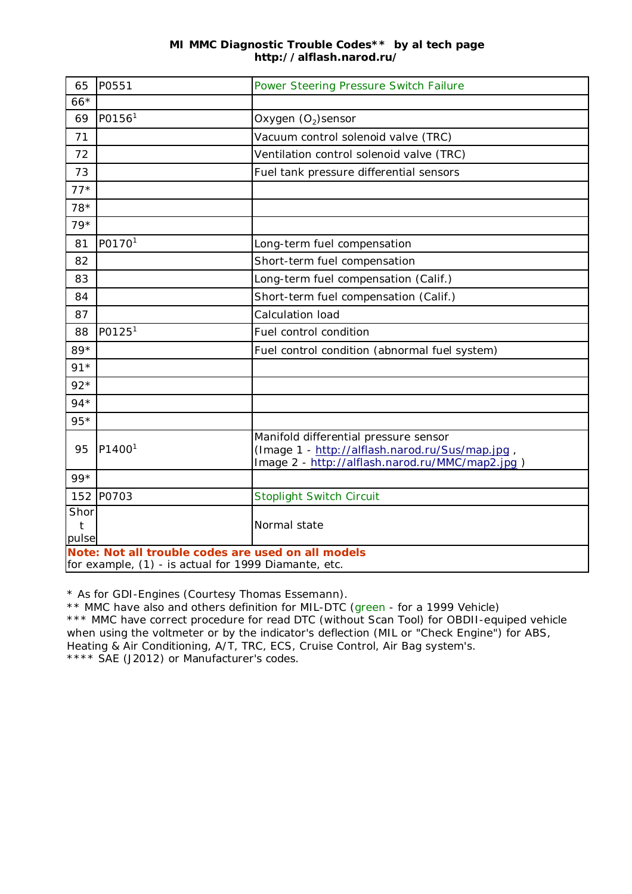**MI MMC Diagnostic Trouble Codes** by al tech page**
**http://alflash.narod.ru/**

| | | |
|---|---|---|
| 65 | P0551 | Power Steering Pressure Switch Failure |
| 66* | | |
| 69 | P0156[1] | Oxygen ($O_2$)sensor |
| 71 | | Vacuum control solenoid valve (TRC) |
| 72 | | Ventilation control solenoid valve (TRC) |
| 73 | | Fuel tank pressure differential sensors |
| 77* | | |
| 78* | | |
| 79* | | |
| 81 | P0170[1] | Long-term fuel compensation |
| 82 | | Short-term fuel compensation |
| 83 | | Long-term fuel compensation (Calif.) |
| 84 | | Short-term fuel compensation (Calif.) |
| 87 | | Calculation load |
| 88 | P0125[1] | Fuel control condition |
| 89* | | Fuel control condition (abnormal fuel system) |
| 91* | | |
| 92* | | |
| 94* | | |
| 95* | | |
| 95 | P1400[1] | Manifold differential pressure sensor (Image 1 - http://alflash.narod.ru/Sus/map.jpg , Image 2 - http://alflash.narod.ru/MMC/map2.jpg ) |
| 99* | | |
| 152 | P0703 | Stoplight Switch Circuit |
| Short pulse | | Normal state |

**Note: Not all trouble codes are used on all models**
for example, (1) - is actual for 1999 Diamante, etc.

* As for GDI-Engines (Courtesy Thomas Essemann).
** MMC have also and others definition for MIL-DTC (green - for a 1999 Vehicle)
*** MMC have correct procedure for read DTC (without Scan Tool) for OBDII-equiped vehicle when using the voltmeter or by the indicator's deflection (MIL or "Check Engine") for ABS, Heating & Air Conditioning, A/T, TRC, ECS, Cruise Control, Air Bag system's.
**** SAE (J2012) or Manufacturer's codes.